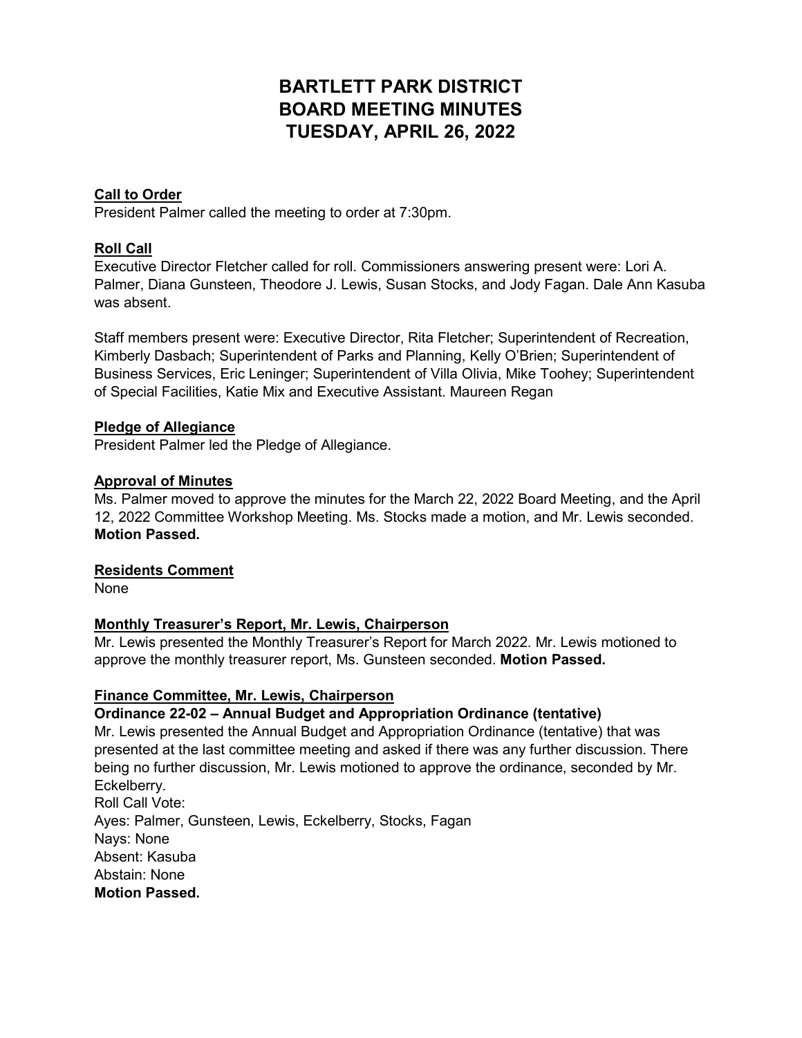# BARTLETT PARK DISTRICT
# BOARD MEETING MINUTES
# TUESDAY, APRIL 26, 2022

**Call to Order**

President Palmer called the meeting to order at 7:30pm.

**Roll Call**

Executive Director Fletcher called for roll. Commissioners answering present were: Lori A. Palmer, Diana Gunsteen, Theodore J. Lewis, Susan Stocks, and Jody Fagan. Dale Ann Kasuba was absent.

Staff members present were: Executive Director, Rita Fletcher; Superintendent of Recreation, Kimberly Dasbach; Superintendent of Parks and Planning, Kelly O'Brien; Superintendent of Business Services, Eric Leninger; Superintendent of Villa Olivia, Mike Toohey; Superintendent of Special Facilities, Katie Mix and Executive Assistant. Maureen Regan

**Pledge of Allegiance**

President Palmer led the Pledge of Allegiance.

**Approval of Minutes**

Ms. Palmer moved to approve the minutes for the March 22, 2022 Board Meeting, and the April 12, 2022 Committee Workshop Meeting. Ms. Stocks made a motion, and Mr. Lewis seconded. **Motion Passed.**

**Residents Comment**

None

**Monthly Treasurer's Report, Mr. Lewis, Chairperson**

Mr. Lewis presented the Monthly Treasurer's Report for March 2022. Mr. Lewis motioned to approve the monthly treasurer report, Ms. Gunsteen seconded. **Motion Passed.**

**Finance Committee, Mr. Lewis, Chairperson**

**Ordinance 22-02 – Annual Budget and Appropriation Ordinance (tentative)**

Mr. Lewis presented the Annual Budget and Appropriation Ordinance (tentative) that was presented at the last committee meeting and asked if there was any further discussion. There being no further discussion, Mr. Lewis motioned to approve the ordinance, seconded by Mr. Eckelberry.

Roll Call Vote:
Ayes: Palmer, Gunsteen, Lewis, Eckelberry, Stocks, Fagan
Nays: None
Absent: Kasuba
Abstain: None
**Motion Passed.**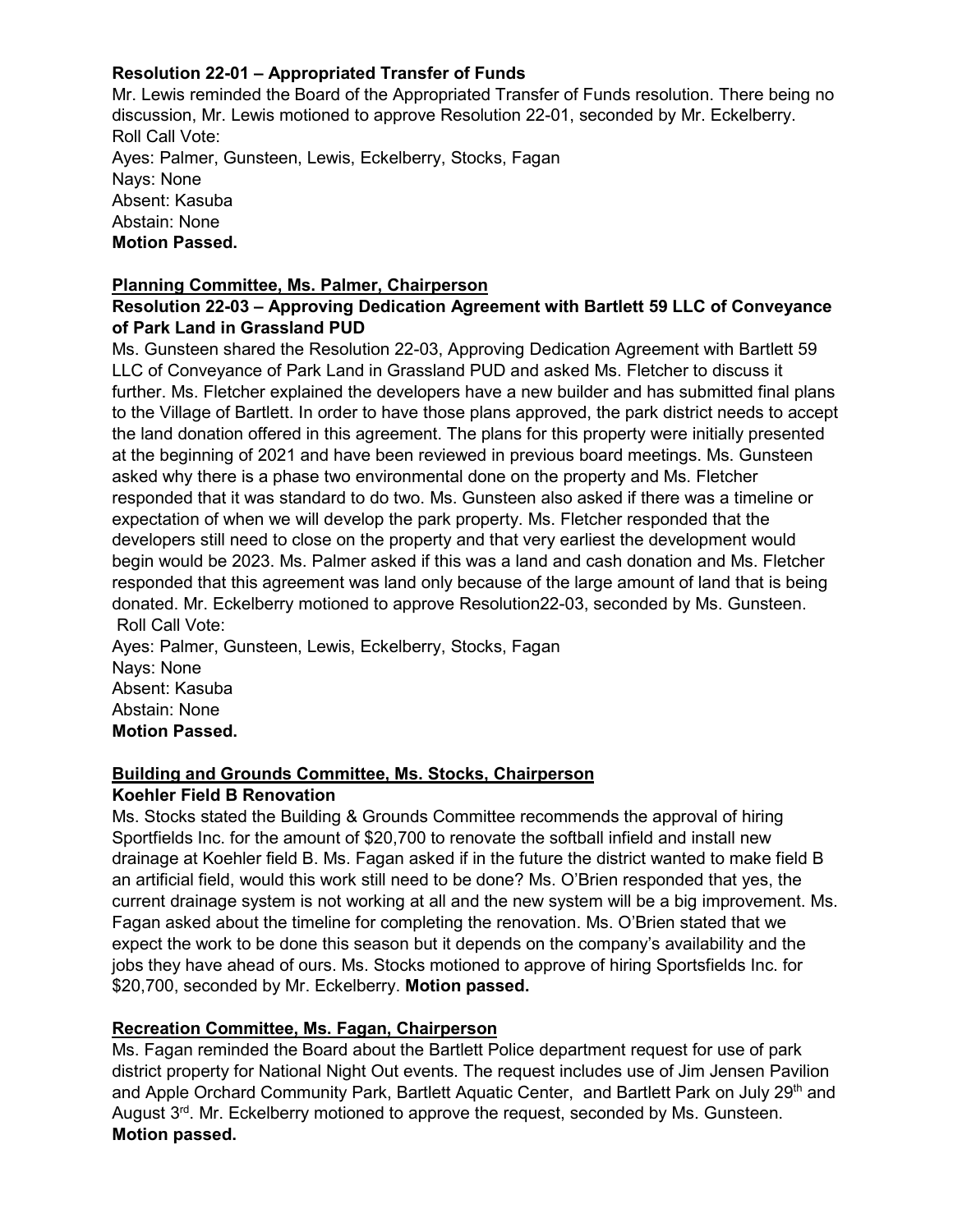**Resolution 22-01 – Appropriated Transfer of Funds**

Mr. Lewis reminded the Board of the Appropriated Transfer of Funds resolution. There being no discussion, Mr. Lewis motioned to approve Resolution 22-01, seconded by Mr. Eckelberry.
Roll Call Vote:
Ayes: Palmer, Gunsteen, Lewis, Eckelberry, Stocks, Fagan
Nays: None
Absent: Kasuba
Abstain: None
**Motion Passed.**

**Planning Committee, Ms. Palmer, Chairperson**

**Resolution 22-03 – Approving Dedication Agreement with Bartlett 59 LLC of Conveyance of Park Land in Grassland PUD**

Ms. Gunsteen shared the Resolution 22-03, Approving Dedication Agreement with Bartlett 59 LLC of Conveyance of Park Land in Grassland PUD and asked Ms. Fletcher to discuss it further. Ms. Fletcher explained the developers have a new builder and has submitted final plans to the Village of Bartlett. In order to have those plans approved, the park district needs to accept the land donation offered in this agreement. The plans for this property were initially presented at the beginning of 2021 and have been reviewed in previous board meetings. Ms. Gunsteen asked why there is a phase two environmental done on the property and Ms. Fletcher responded that it was standard to do two. Ms. Gunsteen also asked if there was a timeline or expectation of when we will develop the park property. Ms. Fletcher responded that the developers still need to close on the property and that very earliest the development would begin would be 2023. Ms. Palmer asked if this was a land and cash donation and Ms. Fletcher responded that this agreement was land only because of the large amount of land that is being donated. Mr. Eckelberry motioned to approve Resolution22-03, seconded by Ms. Gunsteen.
Roll Call Vote:
Ayes: Palmer, Gunsteen, Lewis, Eckelberry, Stocks, Fagan
Nays: None
Absent: Kasuba
Abstain: None
**Motion Passed.**

**Building and Grounds Committee, Ms. Stocks, Chairperson**

**Koehler Field B Renovation**

Ms. Stocks stated the Building & Grounds Committee recommends the approval of hiring Sportfields Inc. for the amount of $20,700 to renovate the softball infield and install new drainage at Koehler field B. Ms. Fagan asked if in the future the district wanted to make field B an artificial field, would this work still need to be done? Ms. O'Brien responded that yes, the current drainage system is not working at all and the new system will be a big improvement. Ms. Fagan asked about the timeline for completing the renovation. Ms. O'Brien stated that we expect the work to be done this season but it depends on the company's availability and the jobs they have ahead of ours. Ms. Stocks motioned to approve of hiring Sportsfields Inc. for $20,700, seconded by Mr. Eckelberry. **Motion passed.**

**Recreation Committee, Ms. Fagan, Chairperson**

Ms. Fagan reminded the Board about the Bartlett Police department request for use of park district property for National Night Out events. The request includes use of Jim Jensen Pavilion and Apple Orchard Community Park, Bartlett Aquatic Center, and Bartlett Park on July 29th and August 3rd. Mr. Eckelberry motioned to approve the request, seconded by Ms. Gunsteen.
**Motion passed.**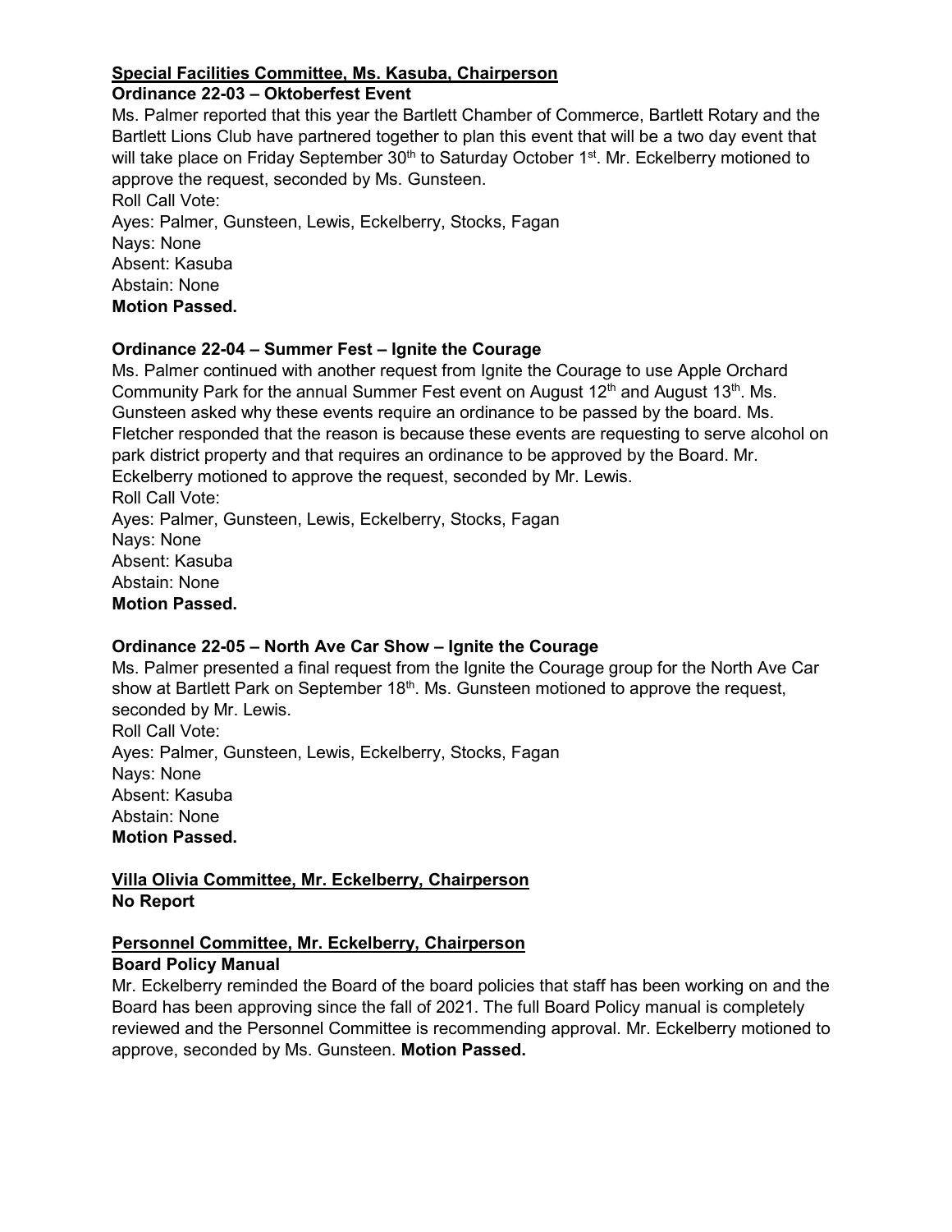**Special Facilities Committee, Ms. Kasuba, Chairperson**

**Ordinance 22-03 – Oktoberfest Event**

Ms. Palmer reported that this year the Bartlett Chamber of Commerce, Bartlett Rotary and the Bartlett Lions Club have partnered together to plan this event that will be a two day event that will take place on Friday September 30th to Saturday October 1st. Mr. Eckelberry motioned to approve the request, seconded by Ms. Gunsteen.

Roll Call Vote:
Ayes: Palmer, Gunsteen, Lewis, Eckelberry, Stocks, Fagan
Nays: None
Absent: Kasuba
Abstain: None
**Motion Passed.**

**Ordinance 22-04 – Summer Fest – Ignite the Courage**

Ms. Palmer continued with another request from Ignite the Courage to use Apple Orchard Community Park for the annual Summer Fest event on August 12th and August 13th. Ms. Gunsteen asked why these events require an ordinance to be passed by the board. Ms. Fletcher responded that the reason is because these events are requesting to serve alcohol on park district property and that requires an ordinance to be approved by the Board. Mr. Eckelberry motioned to approve the request, seconded by Mr. Lewis.

Roll Call Vote:
Ayes: Palmer, Gunsteen, Lewis, Eckelberry, Stocks, Fagan
Nays: None
Absent: Kasuba
Abstain: None
**Motion Passed.**

**Ordinance 22-05 – North Ave Car Show – Ignite the Courage**

Ms. Palmer presented a final request from the Ignite the Courage group for the North Ave Car show at Bartlett Park on September 18th. Ms. Gunsteen motioned to approve the request, seconded by Mr. Lewis.

Roll Call Vote:
Ayes: Palmer, Gunsteen, Lewis, Eckelberry, Stocks, Fagan
Nays: None
Absent: Kasuba
Abstain: None
**Motion Passed.**

**Villa Olivia Committee, Mr. Eckelberry, Chairperson**

**No Report**

**Personnel Committee, Mr. Eckelberry, Chairperson**

**Board Policy Manual**

Mr. Eckelberry reminded the Board of the board policies that staff has been working on and the Board has been approving since the fall of 2021. The full Board Policy manual is completely reviewed and the Personnel Committee is recommending approval. Mr. Eckelberry motioned to approve, seconded by Ms. Gunsteen. **Motion Passed.**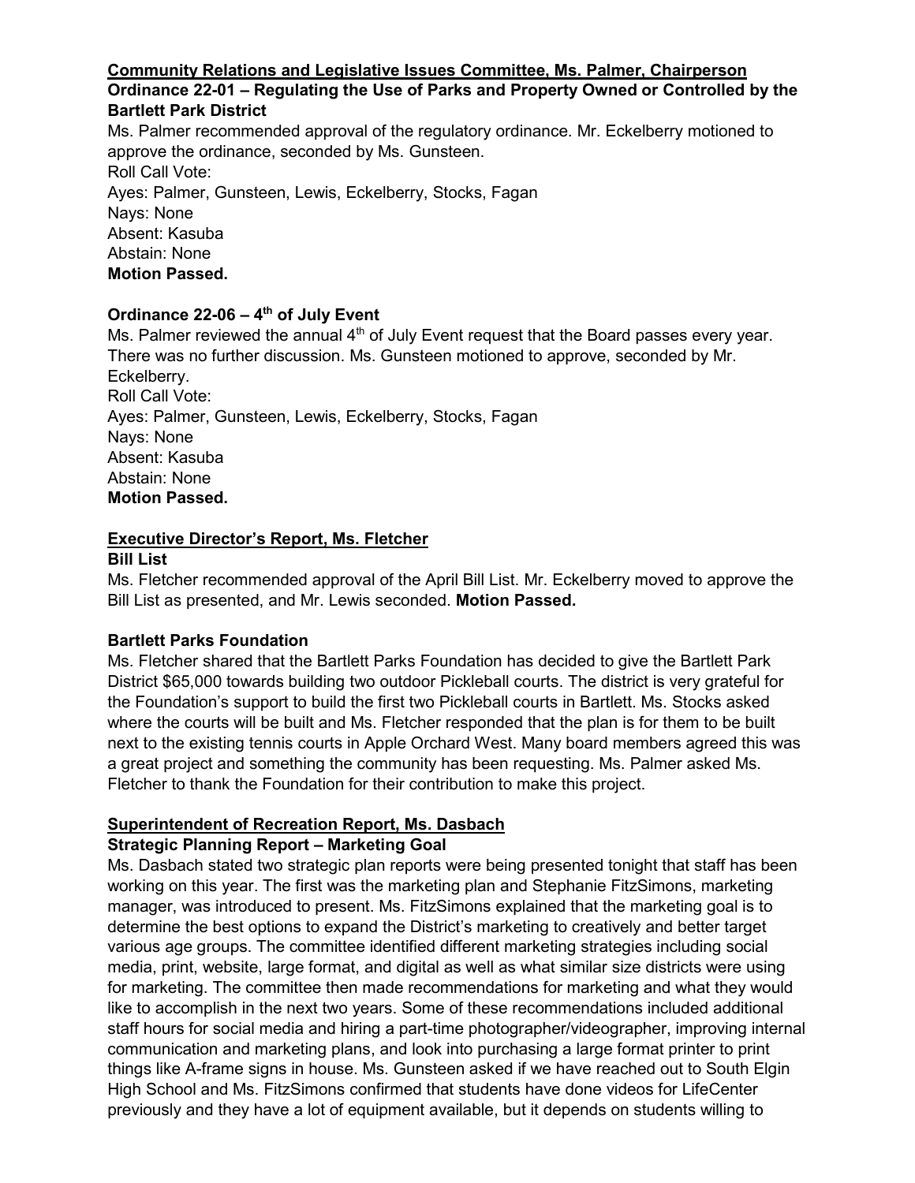**Community Relations and Legislative Issues Committee, Ms. Palmer, Chairperson**

**Ordinance 22-01 – Regulating the Use of Parks and Property Owned or Controlled by the Bartlett Park District**

Ms. Palmer recommended approval of the regulatory ordinance. Mr. Eckelberry motioned to approve the ordinance, seconded by Ms. Gunsteen.
Roll Call Vote:
Ayes: Palmer, Gunsteen, Lewis, Eckelberry, Stocks, Fagan
Nays: None
Absent: Kasuba
Abstain: None
**Motion Passed.**

**Ordinance 22-06 – 4th of July Event**

Ms. Palmer reviewed the annual 4th of July Event request that the Board passes every year. There was no further discussion. Ms. Gunsteen motioned to approve, seconded by Mr. Eckelberry.
Roll Call Vote:
Ayes: Palmer, Gunsteen, Lewis, Eckelberry, Stocks, Fagan
Nays: None
Absent: Kasuba
Abstain: None
**Motion Passed.**

**Executive Director's Report, Ms. Fletcher**

**Bill List**

Ms. Fletcher recommended approval of the April Bill List. Mr. Eckelberry moved to approve the Bill List as presented, and Mr. Lewis seconded. **Motion Passed.**

**Bartlett Parks Foundation**

Ms. Fletcher shared that the Bartlett Parks Foundation has decided to give the Bartlett Park District $65,000 towards building two outdoor Pickleball courts. The district is very grateful for the Foundation's support to build the first two Pickleball courts in Bartlett. Ms. Stocks asked where the courts will be built and Ms. Fletcher responded that the plan is for them to be built next to the existing tennis courts in Apple Orchard West. Many board members agreed this was a great project and something the community has been requesting. Ms. Palmer asked Ms. Fletcher to thank the Foundation for their contribution to make this project.

**Superintendent of Recreation Report, Ms. Dasbach**

**Strategic Planning Report – Marketing Goal**

Ms. Dasbach stated two strategic plan reports were being presented tonight that staff has been working on this year. The first was the marketing plan and Stephanie FitzSimons, marketing manager, was introduced to present. Ms. FitzSimons explained that the marketing goal is to determine the best options to expand the District's marketing to creatively and better target various age groups. The committee identified different marketing strategies including social media, print, website, large format, and digital as well as what similar size districts were using for marketing. The committee then made recommendations for marketing and what they would like to accomplish in the next two years. Some of these recommendations included additional staff hours for social media and hiring a part-time photographer/videographer, improving internal communication and marketing plans, and look into purchasing a large format printer to print things like A-frame signs in house. Ms. Gunsteen asked if we have reached out to South Elgin High School and Ms. FitzSimons confirmed that students have done videos for LifeCenter previously and they have a lot of equipment available, but it depends on students willing to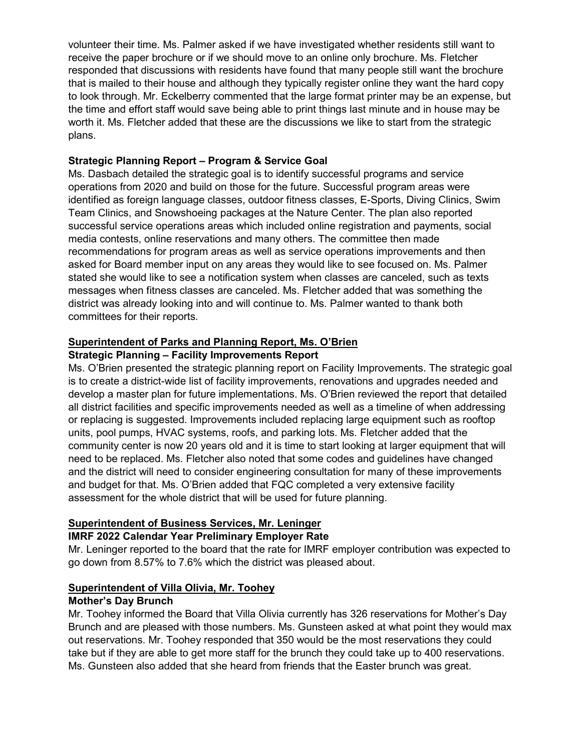volunteer their time. Ms. Palmer asked if we have investigated whether residents still want to receive the paper brochure or if we should move to an online only brochure. Ms. Fletcher responded that discussions with residents have found that many people still want the brochure that is mailed to their house and although they typically register online they want the hard copy to look through. Mr. Eckelberry commented that the large format printer may be an expense, but the time and effort staff would save being able to print things last minute and in house may be worth it. Ms. Fletcher added that these are the discussions we like to start from the strategic plans.

**Strategic Planning Report – Program & Service Goal**

Ms. Dasbach detailed the strategic goal is to identify successful programs and service operations from 2020 and build on those for the future. Successful program areas were identified as foreign language classes, outdoor fitness classes, E-Sports, Diving Clinics, Swim Team Clinics, and Snowshoeing packages at the Nature Center. The plan also reported successful service operations areas which included online registration and payments, social media contests, online reservations and many others. The committee then made recommendations for program areas as well as service operations improvements and then asked for Board member input on any areas they would like to see focused on. Ms. Palmer stated she would like to see a notification system when classes are canceled, such as texts messages when fitness classes are canceled. Ms. Fletcher added that was something the district was already looking into and will continue to. Ms. Palmer wanted to thank both committees for their reports.

**<u>Superintendent of Parks and Planning Report, Ms. O'Brien</u>**

**Strategic Planning – Facility Improvements Report**

Ms. O'Brien presented the strategic planning report on Facility Improvements. The strategic goal is to create a district-wide list of facility improvements, renovations and upgrades needed and develop a master plan for future implementations. Ms. O'Brien reviewed the report that detailed all district facilities and specific improvements needed as well as a timeline of when addressing or replacing is suggested. Improvements included replacing large equipment such as rooftop units, pool pumps, HVAC systems, roofs, and parking lots. Ms. Fletcher added that the community center is now 20 years old and it is time to start looking at larger equipment that will need to be replaced. Ms. Fletcher also noted that some codes and guidelines have changed and the district will need to consider engineering consultation for many of these improvements and budget for that. Ms. O'Brien added that FQC completed a very extensive facility assessment for the whole district that will be used for future planning.

**<u>Superintendent of Business Services, Mr. Leninger</u>**

**IMRF 2022 Calendar Year Preliminary Employer Rate**

Mr. Leninger reported to the board that the rate for IMRF employer contribution was expected to go down from 8.57% to 7.6% which the district was pleased about.

**<u>Superintendent of Villa Olivia, Mr. Toohey</u>**

**Mother's Day Brunch**

Mr. Toohey informed the Board that Villa Olivia currently has 326 reservations for Mother's Day Brunch and are pleased with those numbers. Ms. Gunsteen asked at what point they would max out reservations. Mr. Toohey responded that 350 would be the most reservations they could take but if they are able to get more staff for the brunch they could take up to 400 reservations. Ms. Gunsteen also added that she heard from friends that the Easter brunch was great.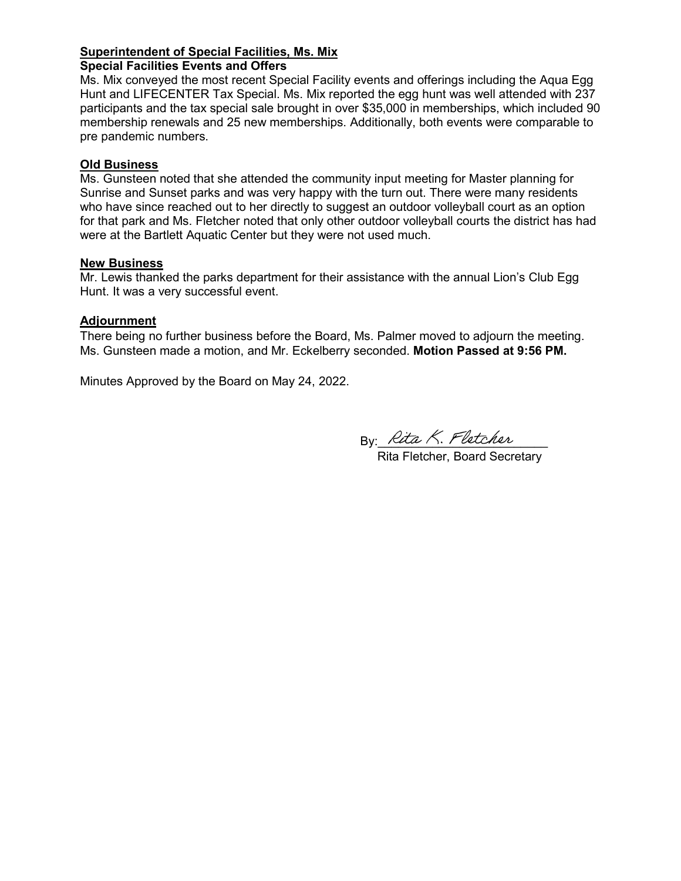**Superintendent of Special Facilities, Ms. Mix**

**Special Facilities Events and Offers**

Ms. Mix conveyed the most recent Special Facility events and offerings including the Aqua Egg Hunt and LIFECENTER Tax Special. Ms. Mix reported the egg hunt was well attended with 237 participants and the tax special sale brought in over $35,000 in memberships, which included 90 membership renewals and 25 new memberships. Additionally, both events were comparable to pre pandemic numbers.

**Old Business**

Ms. Gunsteen noted that she attended the community input meeting for Master planning for Sunrise and Sunset parks and was very happy with the turn out. There were many residents who have since reached out to her directly to suggest an outdoor volleyball court as an option for that park and Ms. Fletcher noted that only other outdoor volleyball courts the district has had were at the Bartlett Aquatic Center but they were not used much.

**New Business**

Mr. Lewis thanked the parks department for their assistance with the annual Lion's Club Egg Hunt. It was a very successful event.

**Adjournment**

There being no further business before the Board, Ms. Palmer moved to adjourn the meeting. Ms. Gunsteen made a motion, and Mr. Eckelberry seconded. **Motion Passed at 9:56 PM.**

Minutes Approved by the Board on May 24, 2022.

By: *Rita K. Fletcher*

Rita Fletcher, Board Secretary